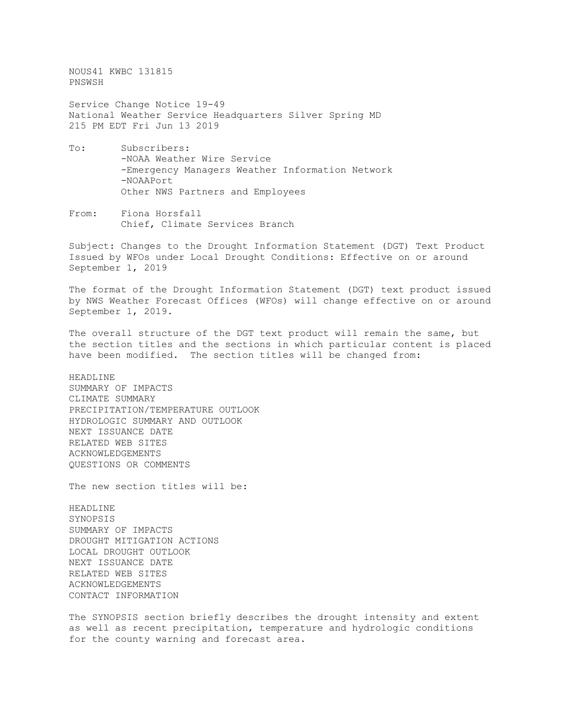NOUS41 KWBC 131815
PNSWSH

Service Change Notice 19-49
National Weather Service Headquarters Silver Spring MD
215 PM EDT Fri Jun 13 2019

To: Subscribers:
- -NOAA Weather Wire Service
- -Emergency Managers Weather Information Network
- -NOAAPort

Other NWS Partners and Employees

From: Fiona Horsfall
Chief, Climate Services Branch

Subject: Changes to the Drought Information Statement (DGT) Text Product Issued by WFOs under Local Drought Conditions: Effective on or around September 1, 2019

The format of the Drought Information Statement (DGT) text product issued by NWS Weather Forecast Offices (WFOs) will change effective on or around September 1, 2019.

The overall structure of the DGT text product will remain the same, but the section titles and the sections in which particular content is placed have been modified. The section titles will be changed from:

HEADLINE
SUMMARY OF IMPACTS
CLIMATE SUMMARY
PRECIPITATION/TEMPERATURE OUTLOOK
HYDROLOGIC SUMMARY AND OUTLOOK
NEXT ISSUANCE DATE
RELATED WEB SITES
ACKNOWLEDGEMENTS
QUESTIONS OR COMMENTS

The new section titles will be:

HEADLINE
SYNOPSIS
SUMMARY OF IMPACTS
DROUGHT MITIGATION ACTIONS
LOCAL DROUGHT OUTLOOK
NEXT ISSUANCE DATE
RELATED WEB SITES
ACKNOWLEDGEMENTS
CONTACT INFORMATION

The SYNOPSIS section briefly describes the drought intensity and extent as well as recent precipitation, temperature and hydrologic conditions for the county warning and forecast area.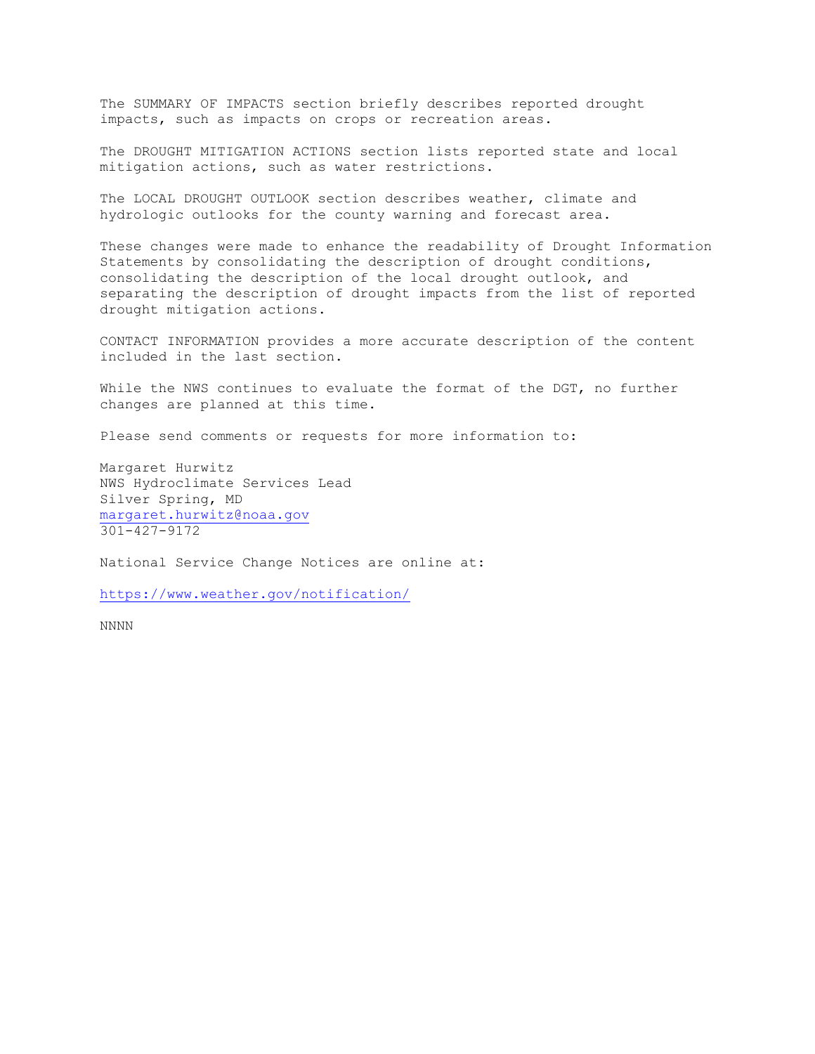The SUMMARY OF IMPACTS section briefly describes reported drought impacts, such as impacts on crops or recreation areas.

The DROUGHT MITIGATION ACTIONS section lists reported state and local mitigation actions, such as water restrictions.

The LOCAL DROUGHT OUTLOOK section describes weather, climate and hydrologic outlooks for the county warning and forecast area.

These changes were made to enhance the readability of Drought Information Statements by consolidating the description of drought conditions, consolidating the description of the local drought outlook, and separating the description of drought impacts from the list of reported drought mitigation actions.

CONTACT INFORMATION provides a more accurate description of the content included in the last section.

While the NWS continues to evaluate the format of the DGT, no further changes are planned at this time.

Please send comments or requests for more information to:

Margaret Hurwitz
NWS Hydroclimate Services Lead
Silver Spring, MD
margaret.hurwitz@noaa.gov
301-427-9172

National Service Change Notices are online at:

https://www.weather.gov/notification/

NNNN